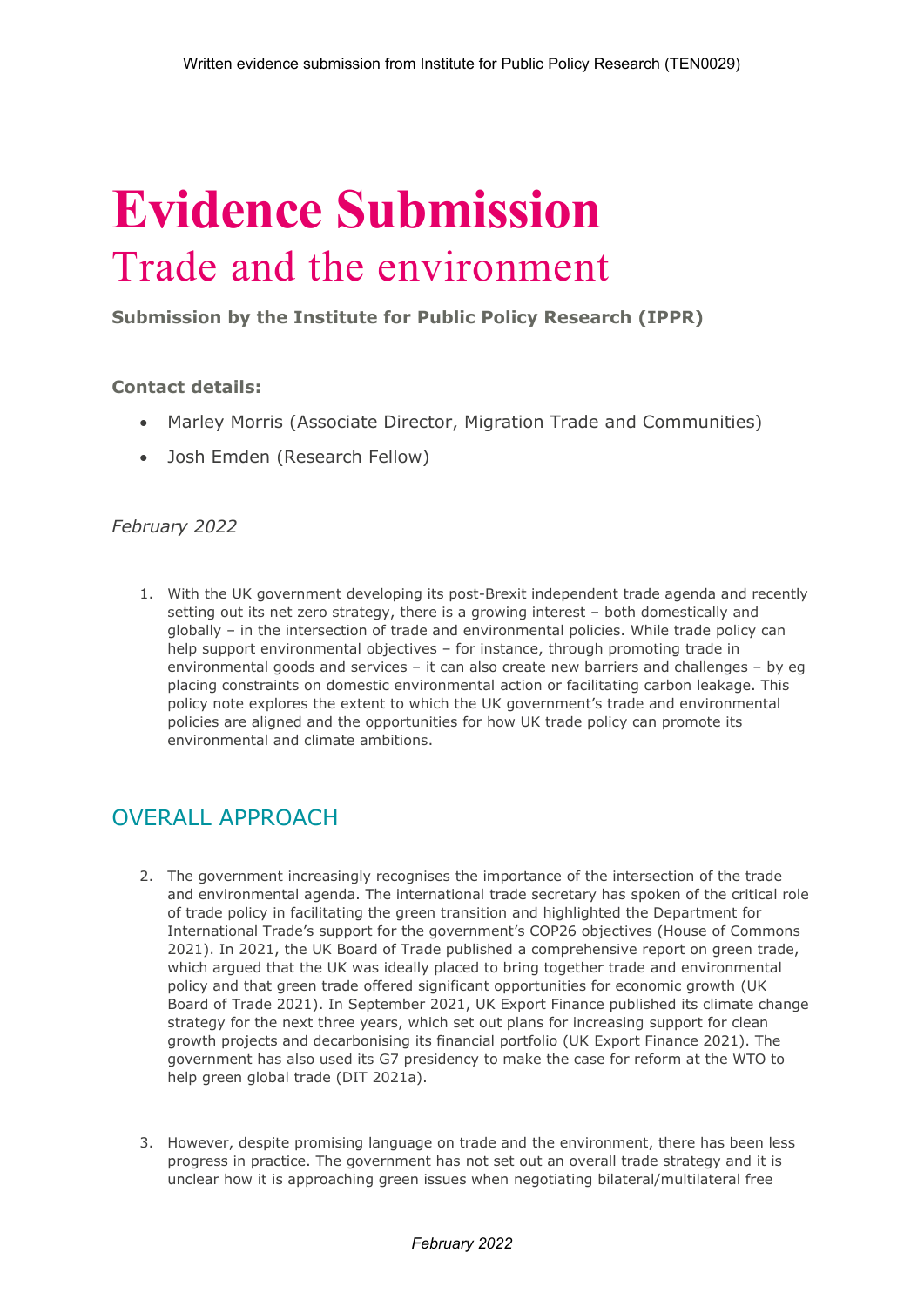Written evidence submission from Institute for Public Policy Research (TEN0029)

# Evidence Submission

## Trade and the environment

**Submission by the Institute for Public Policy Research (IPPR)**

**Contact details:**

- Marley Morris (Associate Director, Migration Trade and Communities)
- Josh Emden (Research Fellow)

*February 2022*

1. With the UK government developing its post-Brexit independent trade agenda and recently setting out its net zero strategy, there is a growing interest – both domestically and globally – in the intersection of trade and environmental policies. While trade policy can help support environmental objectives – for instance, through promoting trade in environmental goods and services – it can also create new barriers and challenges – by eg placing constraints on domestic environmental action or facilitating carbon leakage. This policy note explores the extent to which the UK government's trade and environmental policies are aligned and the opportunities for how UK trade policy can promote its environmental and climate ambitions.

## OVERALL APPROACH

2. The government increasingly recognises the importance of the intersection of the trade and environmental agenda. The international trade secretary has spoken of the critical role of trade policy in facilitating the green transition and highlighted the Department for International Trade's support for the government's COP26 objectives (House of Commons 2021). In 2021, the UK Board of Trade published a comprehensive report on green trade, which argued that the UK was ideally placed to bring together trade and environmental policy and that green trade offered significant opportunities for economic growth (UK Board of Trade 2021). In September 2021, UK Export Finance published its climate change strategy for the next three years, which set out plans for increasing support for clean growth projects and decarbonising its financial portfolio (UK Export Finance 2021). The government has also used its G7 presidency to make the case for reform at the WTO to help green global trade (DIT 2021a).

3. However, despite promising language on trade and the environment, there has been less progress in practice. The government has not set out an overall trade strategy and it is unclear how it is approaching green issues when negotiating bilateral/multilateral free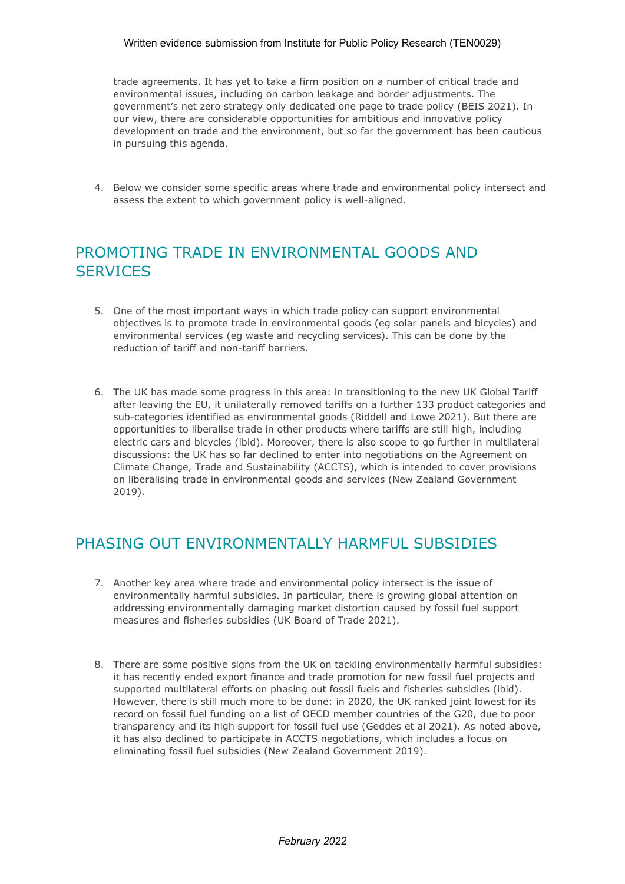trade agreements. It has yet to take a firm position on a number of critical trade and environmental issues, including on carbon leakage and border adjustments. The government's net zero strategy only dedicated one page to trade policy (BEIS 2021). In our view, there are considerable opportunities for ambitious and innovative policy development on trade and the environment, but so far the government has been cautious in pursuing this agenda.

4. Below we consider some specific areas where trade and environmental policy intersect and assess the extent to which government policy is well-aligned.

## PROMOTING TRADE IN ENVIRONMENTAL GOODS AND SERVICES

5. One of the most important ways in which trade policy can support environmental objectives is to promote trade in environmental goods (eg solar panels and bicycles) and environmental services (eg waste and recycling services). This can be done by the reduction of tariff and non-tariff barriers.

6. The UK has made some progress in this area: in transitioning to the new UK Global Tariff after leaving the EU, it unilaterally removed tariffs on a further 133 product categories and sub-categories identified as environmental goods (Riddell and Lowe 2021). But there are opportunities to liberalise trade in other products where tariffs are still high, including electric cars and bicycles (ibid). Moreover, there is also scope to go further in multilateral discussions: the UK has so far declined to enter into negotiations on the Agreement on Climate Change, Trade and Sustainability (ACCTS), which is intended to cover provisions on liberalising trade in environmental goods and services (New Zealand Government 2019).

## PHASING OUT ENVIRONMENTALLY HARMFUL SUBSIDIES

7. Another key area where trade and environmental policy intersect is the issue of environmentally harmful subsidies. In particular, there is growing global attention on addressing environmentally damaging market distortion caused by fossil fuel support measures and fisheries subsidies (UK Board of Trade 2021).

8. There are some positive signs from the UK on tackling environmentally harmful subsidies: it has recently ended export finance and trade promotion for new fossil fuel projects and supported multilateral efforts on phasing out fossil fuels and fisheries subsidies (ibid). However, there is still much more to be done: in 2020, the UK ranked joint lowest for its record on fossil fuel funding on a list of OECD member countries of the G20, due to poor transparency and its high support for fossil fuel use (Geddes et al 2021). As noted above, it has also declined to participate in ACCTS negotiations, which includes a focus on eliminating fossil fuel subsidies (New Zealand Government 2019).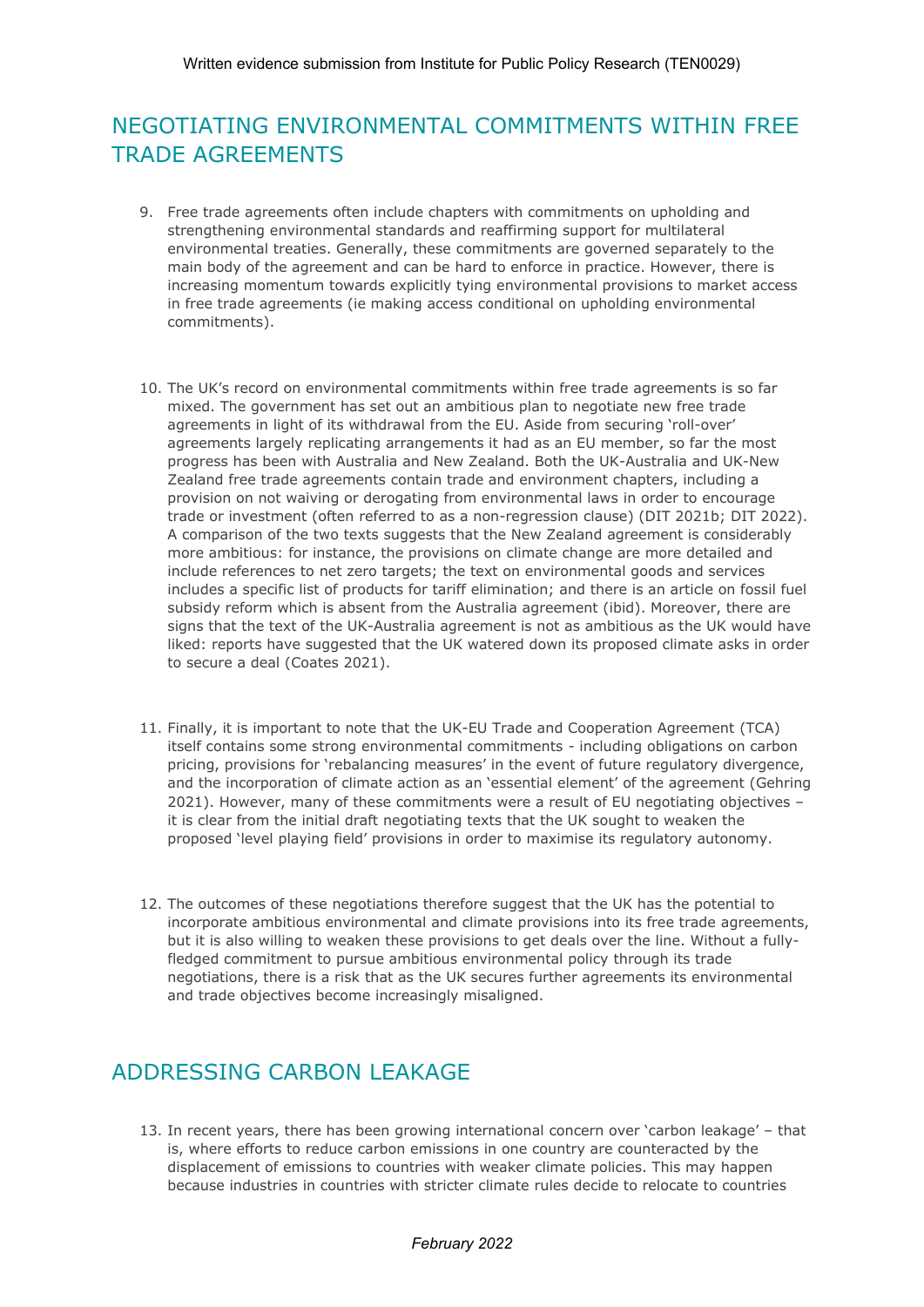## NEGOTIATING ENVIRONMENTAL COMMITMENTS WITHIN FREE TRADE AGREEMENTS

9. Free trade agreements often include chapters with commitments on upholding and strengthening environmental standards and reaffirming support for multilateral environmental treaties. Generally, these commitments are governed separately to the main body of the agreement and can be hard to enforce in practice. However, there is increasing momentum towards explicitly tying environmental provisions to market access in free trade agreements (ie making access conditional on upholding environmental commitments).

10. The UK's record on environmental commitments within free trade agreements is so far mixed. The government has set out an ambitious plan to negotiate new free trade agreements in light of its withdrawal from the EU. Aside from securing 'roll-over' agreements largely replicating arrangements it had as an EU member, so far the most progress has been with Australia and New Zealand. Both the UK-Australia and UK-New Zealand free trade agreements contain trade and environment chapters, including a provision on not waiving or derogating from environmental laws in order to encourage trade or investment (often referred to as a non-regression clause) (DIT 2021b; DIT 2022). A comparison of the two texts suggests that the New Zealand agreement is considerably more ambitious: for instance, the provisions on climate change are more detailed and include references to net zero targets; the text on environmental goods and services includes a specific list of products for tariff elimination; and there is an article on fossil fuel subsidy reform which is absent from the Australia agreement (ibid). Moreover, there are signs that the text of the UK-Australia agreement is not as ambitious as the UK would have liked: reports have suggested that the UK watered down its proposed climate asks in order to secure a deal (Coates 2021).

11. Finally, it is important to note that the UK-EU Trade and Cooperation Agreement (TCA) itself contains some strong environmental commitments - including obligations on carbon pricing, provisions for 'rebalancing measures' in the event of future regulatory divergence, and the incorporation of climate action as an 'essential element' of the agreement (Gehring 2021). However, many of these commitments were a result of EU negotiating objectives – it is clear from the initial draft negotiating texts that the UK sought to weaken the proposed 'level playing field' provisions in order to maximise its regulatory autonomy.

12. The outcomes of these negotiations therefore suggest that the UK has the potential to incorporate ambitious environmental and climate provisions into its free trade agreements, but it is also willing to weaken these provisions to get deals over the line. Without a fully-fledged commitment to pursue ambitious environmental policy through its trade negotiations, there is a risk that as the UK secures further agreements its environmental and trade objectives become increasingly misaligned.

## ADDRESSING CARBON LEAKAGE

13. In recent years, there has been growing international concern over 'carbon leakage' – that is, where efforts to reduce carbon emissions in one country are counteracted by the displacement of emissions to countries with weaker climate policies. This may happen because industries in countries with stricter climate rules decide to relocate to countries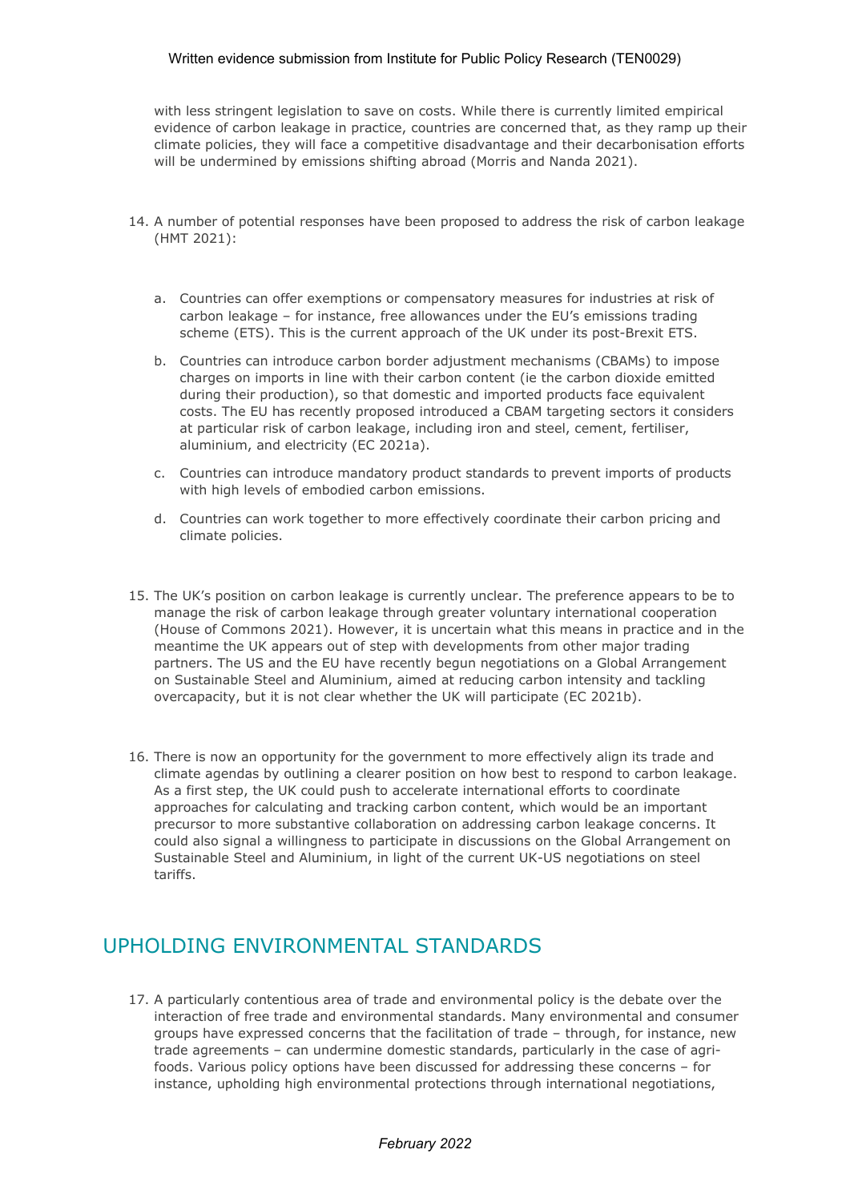with less stringent legislation to save on costs. While there is currently limited empirical evidence of carbon leakage in practice, countries are concerned that, as they ramp up their climate policies, they will face a competitive disadvantage and their decarbonisation efforts will be undermined by emissions shifting abroad (Morris and Nanda 2021).

14. A number of potential responses have been proposed to address the risk of carbon leakage (HMT 2021):

    a. Countries can offer exemptions or compensatory measures for industries at risk of carbon leakage – for instance, free allowances under the EU's emissions trading scheme (ETS). This is the current approach of the UK under its post-Brexit ETS.

    b. Countries can introduce carbon border adjustment mechanisms (CBAMs) to impose charges on imports in line with their carbon content (ie the carbon dioxide emitted during their production), so that domestic and imported products face equivalent costs. The EU has recently proposed introduced a CBAM targeting sectors it considers at particular risk of carbon leakage, including iron and steel, cement, fertiliser, aluminium, and electricity (EC 2021a).

    c. Countries can introduce mandatory product standards to prevent imports of products with high levels of embodied carbon emissions.

    d. Countries can work together to more effectively coordinate their carbon pricing and climate policies.

15. The UK's position on carbon leakage is currently unclear. The preference appears to be to manage the risk of carbon leakage through greater voluntary international cooperation (House of Commons 2021). However, it is uncertain what this means in practice and in the meantime the UK appears out of step with developments from other major trading partners. The US and the EU have recently begun negotiations on a Global Arrangement on Sustainable Steel and Aluminium, aimed at reducing carbon intensity and tackling overcapacity, but it is not clear whether the UK will participate (EC 2021b).

16. There is now an opportunity for the government to more effectively align its trade and climate agendas by outlining a clearer position on how best to respond to carbon leakage. As a first step, the UK could push to accelerate international efforts to coordinate approaches for calculating and tracking carbon content, which would be an important precursor to more substantive collaboration on addressing carbon leakage concerns. It could also signal a willingness to participate in discussions on the Global Arrangement on Sustainable Steel and Aluminium, in light of the current UK-US negotiations on steel tariffs.

## UPHOLDING ENVIRONMENTAL STANDARDS

17. A particularly contentious area of trade and environmental policy is the debate over the interaction of free trade and environmental standards. Many environmental and consumer groups have expressed concerns that the facilitation of trade – through, for instance, new trade agreements – can undermine domestic standards, particularly in the case of agri-foods. Various policy options have been discussed for addressing these concerns – for instance, upholding high environmental protections through international negotiations,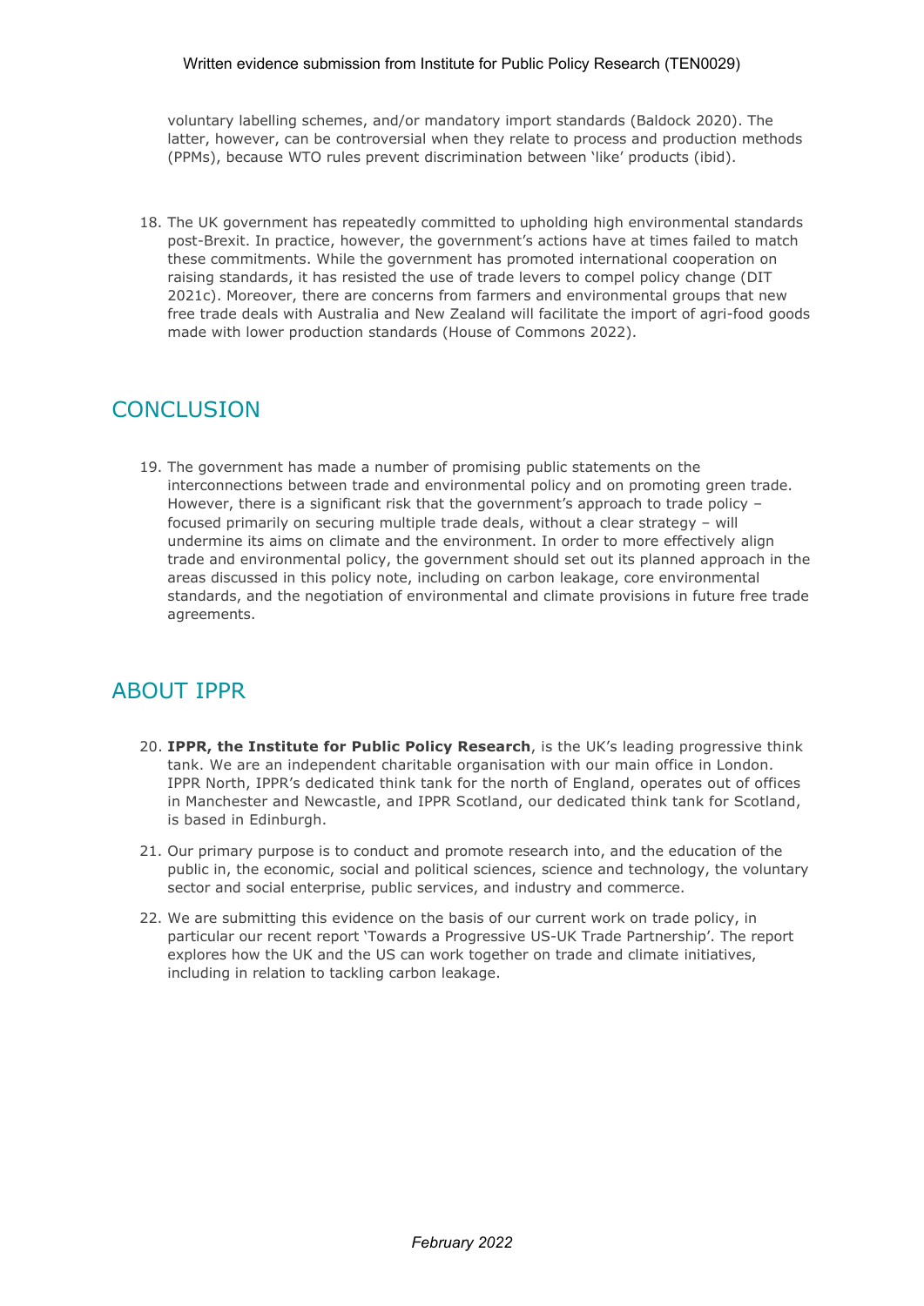voluntary labelling schemes, and/or mandatory import standards (Baldock 2020). The latter, however, can be controversial when they relate to process and production methods (PPMs), because WTO rules prevent discrimination between 'like' products (ibid).

18. The UK government has repeatedly committed to upholding high environmental standards post-Brexit. In practice, however, the government's actions have at times failed to match these commitments. While the government has promoted international cooperation on raising standards, it has resisted the use of trade levers to compel policy change (DIT 2021c). Moreover, there are concerns from farmers and environmental groups that new free trade deals with Australia and New Zealand will facilitate the import of agri-food goods made with lower production standards (House of Commons 2022).

## CONCLUSION

19. The government has made a number of promising public statements on the interconnections between trade and environmental policy and on promoting green trade. However, there is a significant risk that the government's approach to trade policy – focused primarily on securing multiple trade deals, without a clear strategy – will undermine its aims on climate and the environment. In order to more effectively align trade and environmental policy, the government should set out its planned approach in the areas discussed in this policy note, including on carbon leakage, core environmental standards, and the negotiation of environmental and climate provisions in future free trade agreements.

## ABOUT IPPR

20. **IPPR, the Institute for Public Policy Research**, is the UK's leading progressive think tank. We are an independent charitable organisation with our main office in London. IPPR North, IPPR's dedicated think tank for the north of England, operates out of offices in Manchester and Newcastle, and IPPR Scotland, our dedicated think tank for Scotland, is based in Edinburgh.

21. Our primary purpose is to conduct and promote research into, and the education of the public in, the economic, social and political sciences, science and technology, the voluntary sector and social enterprise, public services, and industry and commerce.

22. We are submitting this evidence on the basis of our current work on trade policy, in particular our recent report 'Towards a Progressive US-UK Trade Partnership'. The report explores how the UK and the US can work together on trade and climate initiatives, including in relation to tackling carbon leakage.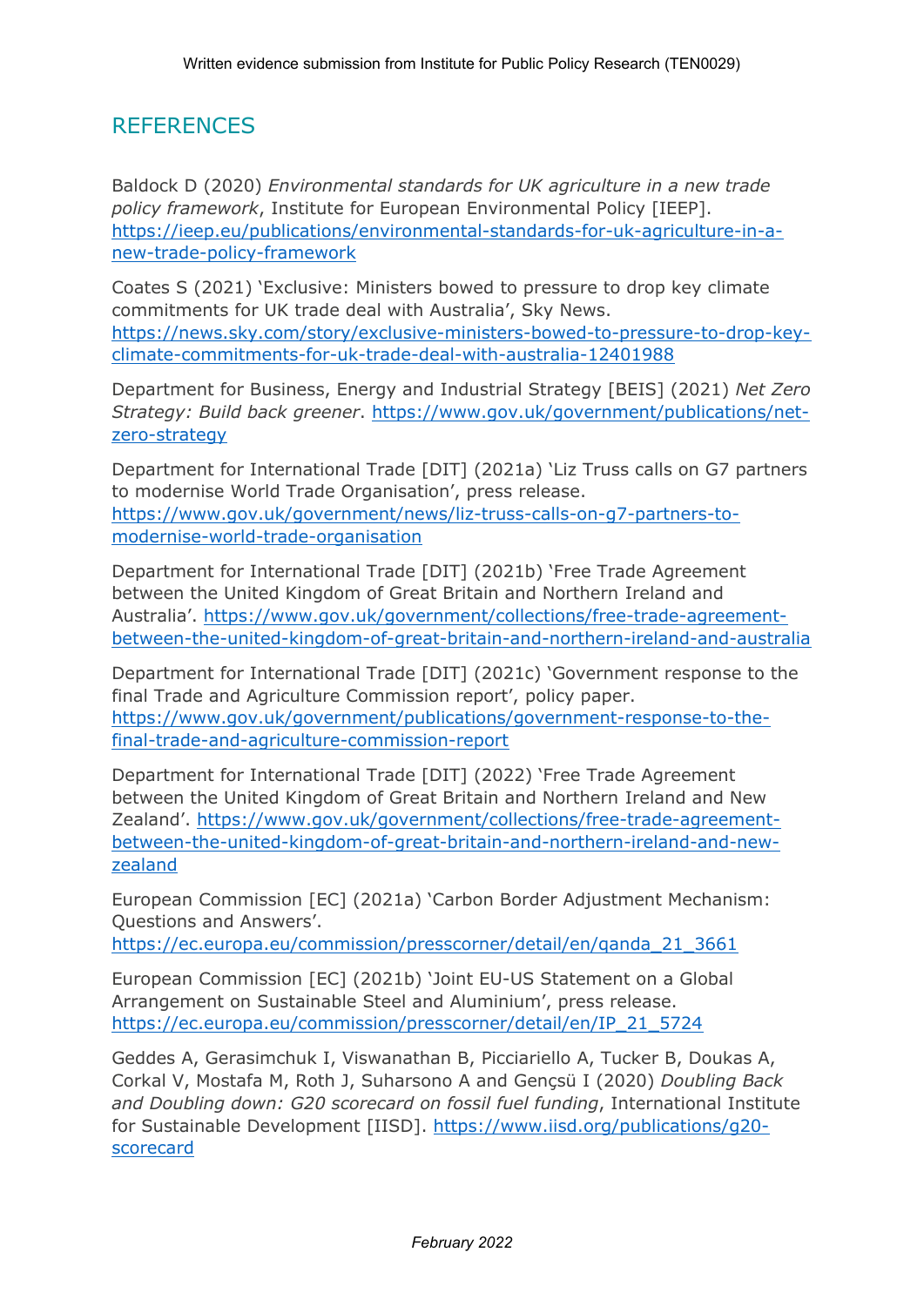## REFERENCES

Baldock D (2020) *Environmental standards for UK agriculture in a new trade policy framework*, Institute for European Environmental Policy [IEEP]. https://ieep.eu/publications/environmental-standards-for-uk-agriculture-in-a-new-trade-policy-framework

Coates S (2021) 'Exclusive: Ministers bowed to pressure to drop key climate commitments for UK trade deal with Australia', Sky News. https://news.sky.com/story/exclusive-ministers-bowed-to-pressure-to-drop-key-climate-commitments-for-uk-trade-deal-with-australia-12401988

Department for Business, Energy and Industrial Strategy [BEIS] (2021) *Net Zero Strategy: Build back greener*. https://www.gov.uk/government/publications/net-zero-strategy

Department for International Trade [DIT] (2021a) 'Liz Truss calls on G7 partners to modernise World Trade Organisation', press release. https://www.gov.uk/government/news/liz-truss-calls-on-g7-partners-to-modernise-world-trade-organisation

Department for International Trade [DIT] (2021b) 'Free Trade Agreement between the United Kingdom of Great Britain and Northern Ireland and Australia'. https://www.gov.uk/government/collections/free-trade-agreement-between-the-united-kingdom-of-great-britain-and-northern-ireland-and-australia

Department for International Trade [DIT] (2021c) 'Government response to the final Trade and Agriculture Commission report', policy paper. https://www.gov.uk/government/publications/government-response-to-the-final-trade-and-agriculture-commission-report

Department for International Trade [DIT] (2022) 'Free Trade Agreement between the United Kingdom of Great Britain and Northern Ireland and New Zealand'. https://www.gov.uk/government/collections/free-trade-agreement-between-the-united-kingdom-of-great-britain-and-northern-ireland-and-new-zealand

European Commission [EC] (2021a) 'Carbon Border Adjustment Mechanism: Questions and Answers'. https://ec.europa.eu/commission/presscorner/detail/en/qanda_21_3661

European Commission [EC] (2021b) 'Joint EU-US Statement on a Global Arrangement on Sustainable Steel and Aluminium', press release. https://ec.europa.eu/commission/presscorner/detail/en/IP_21_5724

Geddes A, Gerasimchuk I, Viswanathan B, Picciariello A, Tucker B, Doukas A, Corkal V, Mostafa M, Roth J, Suharsono A and Gençsü I (2020) *Doubling Back and Doubling down: G20 scorecard on fossil fuel funding*, International Institute for Sustainable Development [IISD]. https://www.iisd.org/publications/g20-scorecard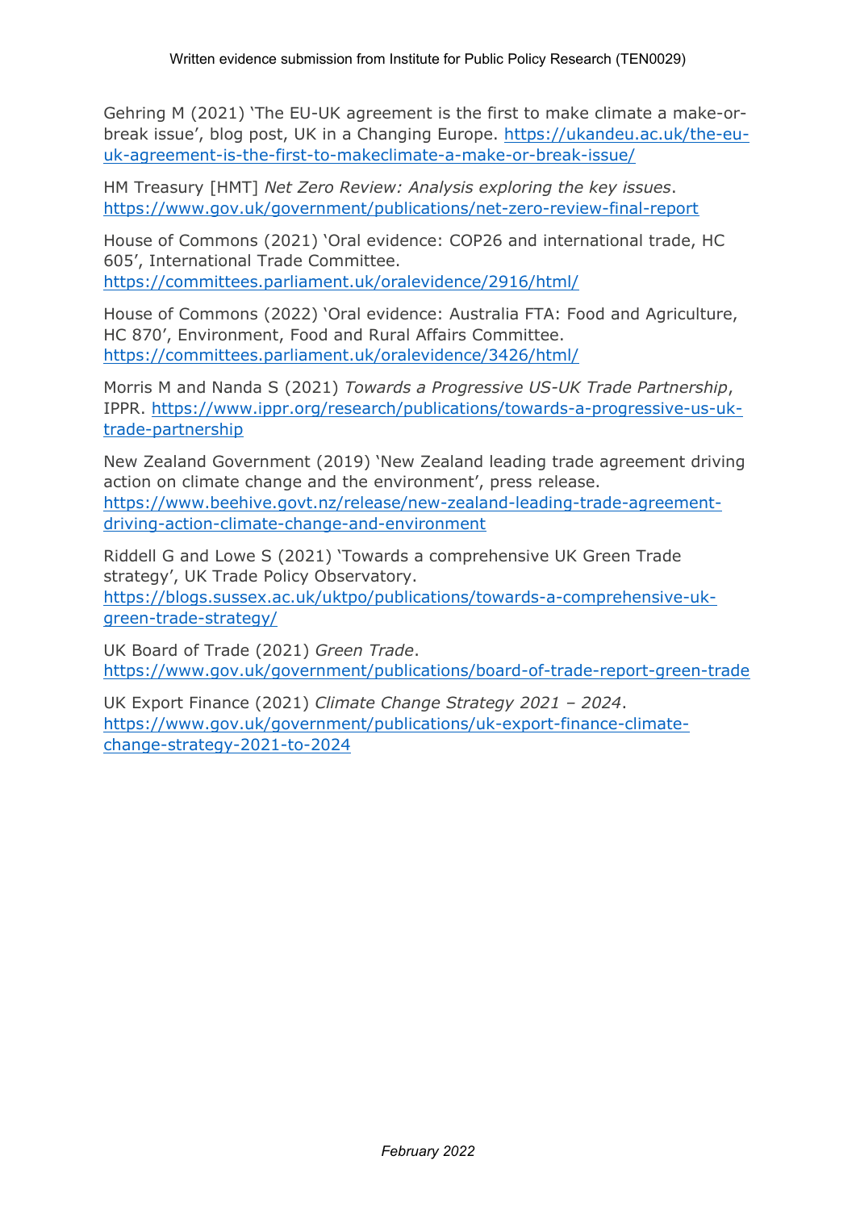Gehring M (2021) ‘The EU-UK agreement is the first to make climate a make-or-break issue’, blog post, UK in a Changing Europe. https://ukandeu.ac.uk/the-eu-uk-agreement-is-the-first-to-makeclimate-a-make-or-break-issue/

HM Treasury [HMT] *Net Zero Review: Analysis exploring the key issues*. https://www.gov.uk/government/publications/net-zero-review-final-report

House of Commons (2021) ‘Oral evidence: COP26 and international trade, HC 605’, International Trade Committee. https://committees.parliament.uk/oralevidence/2916/html/

House of Commons (2022) ‘Oral evidence: Australia FTA: Food and Agriculture, HC 870’, Environment, Food and Rural Affairs Committee. https://committees.parliament.uk/oralevidence/3426/html/

Morris M and Nanda S (2021) *Towards a Progressive US-UK Trade Partnership*, IPPR. https://www.ippr.org/research/publications/towards-a-progressive-us-uk-trade-partnership

New Zealand Government (2019) ‘New Zealand leading trade agreement driving action on climate change and the environment’, press release. https://www.beehive.govt.nz/release/new-zealand-leading-trade-agreement-driving-action-climate-change-and-environment

Riddell G and Lowe S (2021) ‘Towards a comprehensive UK Green Trade strategy’, UK Trade Policy Observatory. https://blogs.sussex.ac.uk/uktpo/publications/towards-a-comprehensive-uk-green-trade-strategy/

UK Board of Trade (2021) *Green Trade*. https://www.gov.uk/government/publications/board-of-trade-report-green-trade

UK Export Finance (2021) *Climate Change Strategy 2021 – 2024*. https://www.gov.uk/government/publications/uk-export-finance-climate-change-strategy-2021-to-2024

*February 2022*